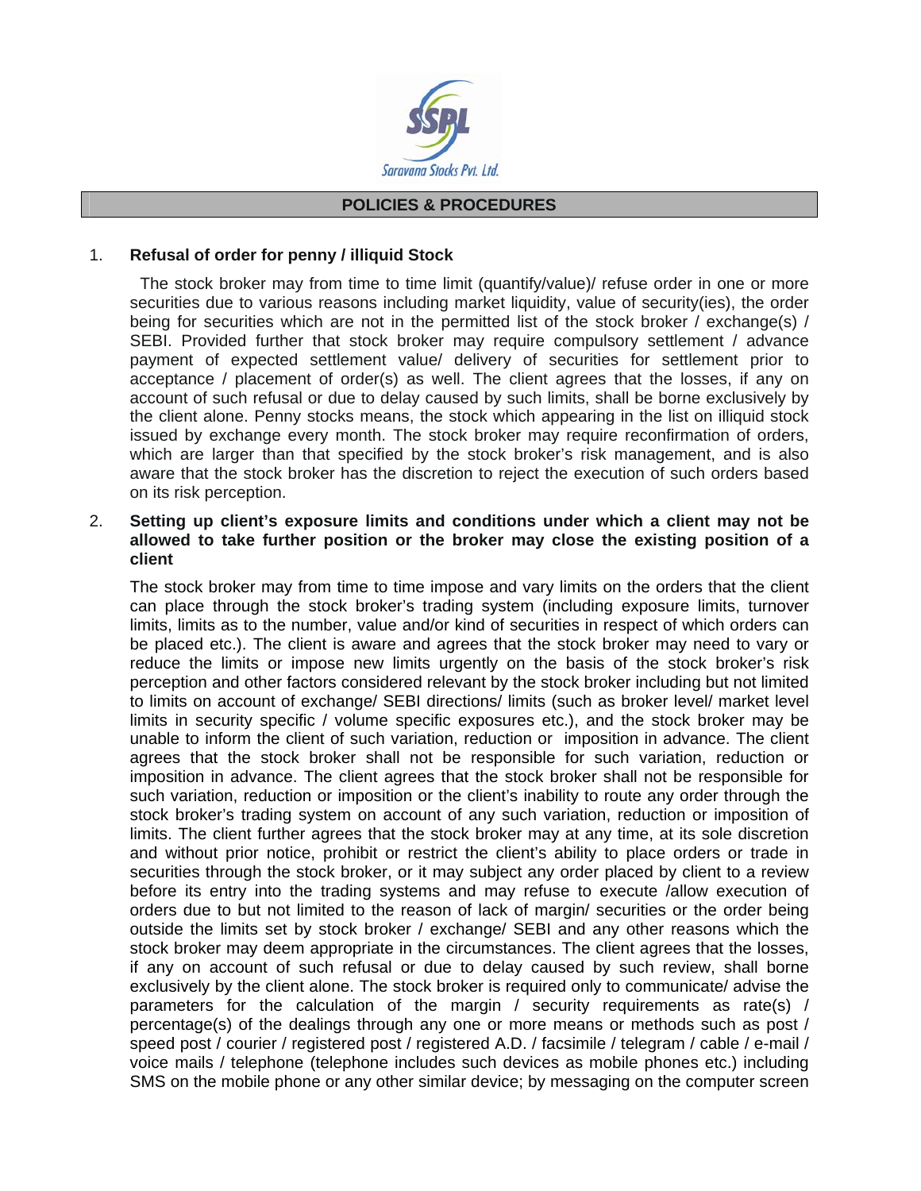Saravana Stocks Pvt. Ltd.

## POLICIES & PROCEDURES

1. **Refusal of order for penny / illiquid Stock**

   The stock broker may from time to time limit (quantify/value)/ refuse order in one or more securities due to various reasons including market liquidity, value of security(ies), the order being for securities which are not in the permitted list of the stock broker / exchange(s) / SEBI. Provided further that stock broker may require compulsory settlement / advance payment of expected settlement value/ delivery of securities for settlement prior to acceptance / placement of order(s) as well. The client agrees that the losses, if any on account of such refusal or due to delay caused by such limits, shall be borne exclusively by the client alone. Penny stocks means, the stock which appearing in the list on illiquid stock issued by exchange every month. The stock broker may require reconfirmation of orders, which are larger than that specified by the stock broker's risk management, and is also aware that the stock broker has the discretion to reject the execution of such orders based on its risk perception.

2. **Setting up client's exposure limits and conditions under which a client may not be allowed to take further position or the broker may close the existing position of a client**

   The stock broker may from time to time impose and vary limits on the orders that the client can place through the stock broker's trading system (including exposure limits, turnover limits, limits as to the number, value and/or kind of securities in respect of which orders can be placed etc.). The client is aware and agrees that the stock broker may need to vary or reduce the limits or impose new limits urgently on the basis of the stock broker's risk perception and other factors considered relevant by the stock broker including but not limited to limits on account of exchange/ SEBI directions/ limits (such as broker level/ market level limits in security specific / volume specific exposures etc.), and the stock broker may be unable to inform the client of such variation, reduction or imposition in advance. The client agrees that the stock broker shall not be responsible for such variation, reduction or imposition in advance. The client agrees that the stock broker shall not be responsible for such variation, reduction or imposition or the client's inability to route any order through the stock broker's trading system on account of any such variation, reduction or imposition of limits. The client further agrees that the stock broker may at any time, at its sole discretion and without prior notice, prohibit or restrict the client's ability to place orders or trade in securities through the stock broker, or it may subject any order placed by client to a review before its entry into the trading systems and may refuse to execute /allow execution of orders due to but not limited to the reason of lack of margin/ securities or the order being outside the limits set by stock broker / exchange/ SEBI and any other reasons which the stock broker may deem appropriate in the circumstances. The client agrees that the losses, if any on account of such refusal or due to delay caused by such review, shall borne exclusively by the client alone. The stock broker is required only to communicate/ advise the parameters for the calculation of the margin / security requirements as rate(s) / percentage(s) of the dealings through any one or more means or methods such as post / speed post / courier / registered post / registered A.D. / facsimile / telegram / cable / e-mail / voice mails / telephone (telephone includes such devices as mobile phones etc.) including SMS on the mobile phone or any other similar device; by messaging on the computer screen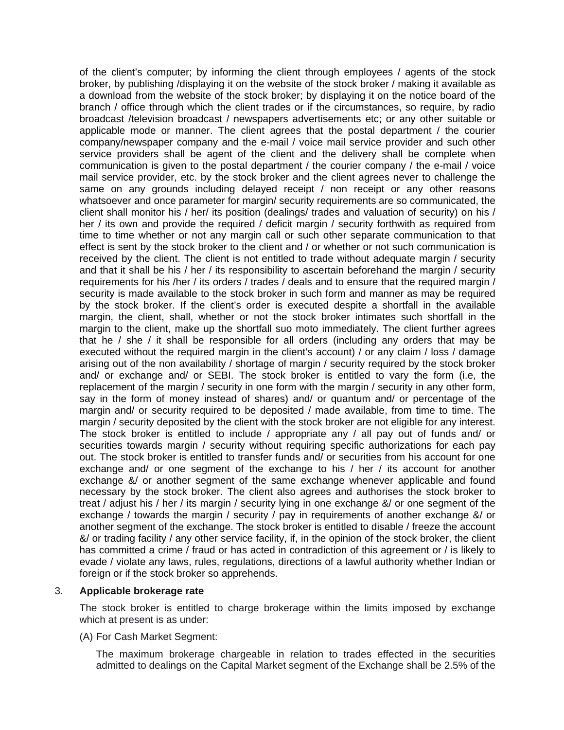of the client's computer; by informing the client through employees / agents of the stock broker, by publishing /displaying it on the website of the stock broker / making it available as a download from the website of the stock broker; by displaying it on the notice board of the branch / office through which the client trades or if the circumstances, so require, by radio broadcast /television broadcast / newspapers advertisements etc; or any other suitable or applicable mode or manner. The client agrees that the postal department / the courier company/newspaper company and the e-mail / voice mail service provider and such other service providers shall be agent of the client and the delivery shall be complete when communication is given to the postal department / the courier company / the e-mail / voice mail service provider, etc. by the stock broker and the client agrees never to challenge the same on any grounds including delayed receipt / non receipt or any other reasons whatsoever and once parameter for margin/ security requirements are so communicated, the client shall monitor his / her/ its position (dealings/ trades and valuation of security) on his / her / its own and provide the required / deficit margin / security forthwith as required from time to time whether or not any margin call or such other separate communication to that effect is sent by the stock broker to the client and / or whether or not such communication is received by the client. The client is not entitled to trade without adequate margin / security and that it shall be his / her / its responsibility to ascertain beforehand the margin / security requirements for his /her / its orders / trades / deals and to ensure that the required margin / security is made available to the stock broker in such form and manner as may be required by the stock broker. If the client's order is executed despite a shortfall in the available margin, the client, shall, whether or not the stock broker intimates such shortfall in the margin to the client, make up the shortfall suo moto immediately. The client further agrees that he / she / it shall be responsible for all orders (including any orders that may be executed without the required margin in the client's account) / or any claim / loss / damage arising out of the non availability / shortage of margin / security required by the stock broker and/ or exchange and/ or SEBI. The stock broker is entitled to vary the form (i.e, the replacement of the margin / security in one form with the margin / security in any other form, say in the form of money instead of shares) and/ or quantum and/ or percentage of the margin and/ or security required to be deposited / made available, from time to time. The margin / security deposited by the client with the stock broker are not eligible for any interest. The stock broker is entitled to include / appropriate any / all pay out of funds and/ or securities towards margin / security without requiring specific authorizations for each pay out. The stock broker is entitled to transfer funds and/ or securities from his account for one exchange and/ or one segment of the exchange to his / her / its account for another exchange &/ or another segment of the same exchange whenever applicable and found necessary by the stock broker. The client also agrees and authorises the stock broker to treat / adjust his / her / its margin / security lying in one exchange &/ or one segment of the exchange / towards the margin / security / pay in requirements of another exchange &/ or another segment of the exchange. The stock broker is entitled to disable / freeze the account &/ or trading facility / any other service facility, if, in the opinion of the stock broker, the client has committed a crime / fraud or has acted in contradiction of this agreement or / is likely to evade / violate any laws, rules, regulations, directions of a lawful authority whether Indian or foreign or if the stock broker so apprehends.

3. **Applicable brokerage rate**

   The stock broker is entitled to charge brokerage within the limits imposed by exchange which at present is as under:

   (A) For Cash Market Segment:

   The maximum brokerage chargeable in relation to trades effected in the securities admitted to dealings on the Capital Market segment of the Exchange shall be 2.5% of the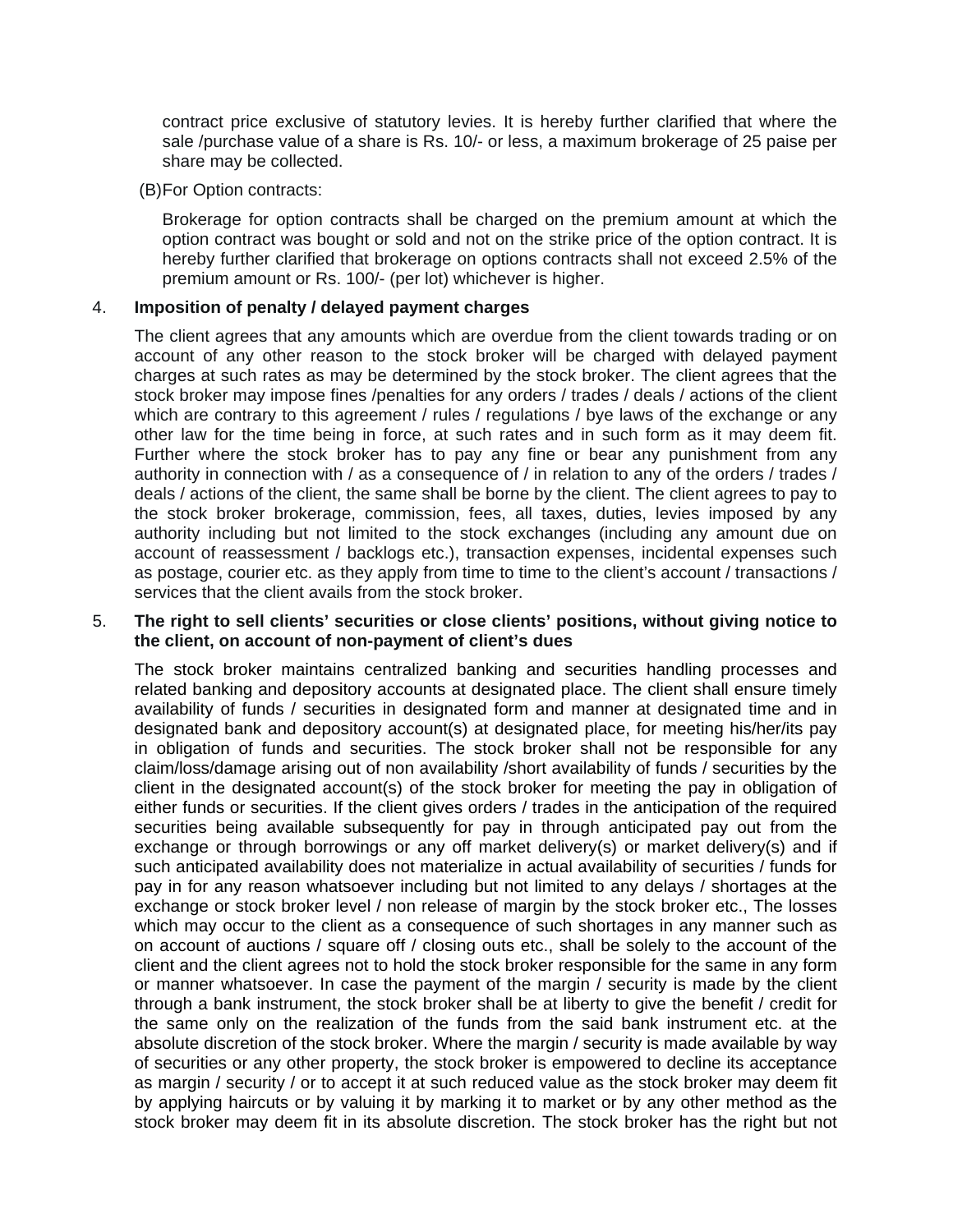contract price exclusive of statutory levies. It is hereby further clarified that where the sale /purchase value of a share is Rs. 10/- or less, a maximum brokerage of 25 paise per share may be collected.

(B)For Option contracts:

Brokerage for option contracts shall be charged on the premium amount at which the option contract was bought or sold and not on the strike price of the option contract. It is hereby further clarified that brokerage on options contracts shall not exceed 2.5% of the premium amount or Rs. 100/- (per lot) whichever is higher.

4. **Imposition of penalty / delayed payment charges**

The client agrees that any amounts which are overdue from the client towards trading or on account of any other reason to the stock broker will be charged with delayed payment charges at such rates as may be determined by the stock broker. The client agrees that the stock broker may impose fines /penalties for any orders / trades / deals / actions of the client which are contrary to this agreement / rules / regulations / bye laws of the exchange or any other law for the time being in force, at such rates and in such form as it may deem fit. Further where the stock broker has to pay any fine or bear any punishment from any authority in connection with / as a consequence of / in relation to any of the orders / trades / deals / actions of the client, the same shall be borne by the client. The client agrees to pay to the stock broker brokerage, commission, fees, all taxes, duties, levies imposed by any authority including but not limited to the stock exchanges (including any amount due on account of reassessment / backlogs etc.), transaction expenses, incidental expenses such as postage, courier etc. as they apply from time to time to the client's account / transactions / services that the client avails from the stock broker.

5. **The right to sell clients' securities or close clients' positions, without giving notice to the client, on account of non-payment of client's dues**

The stock broker maintains centralized banking and securities handling processes and related banking and depository accounts at designated place. The client shall ensure timely availability of funds / securities in designated form and manner at designated time and in designated bank and depository account(s) at designated place, for meeting his/her/its pay in obligation of funds and securities. The stock broker shall not be responsible for any claim/loss/damage arising out of non availability /short availability of funds / securities by the client in the designated account(s) of the stock broker for meeting the pay in obligation of either funds or securities. If the client gives orders / trades in the anticipation of the required securities being available subsequently for pay in through anticipated pay out from the exchange or through borrowings or any off market delivery(s) or market delivery(s) and if such anticipated availability does not materialize in actual availability of securities / funds for pay in for any reason whatsoever including but not limited to any delays / shortages at the exchange or stock broker level / non release of margin by the stock broker etc., The losses which may occur to the client as a consequence of such shortages in any manner such as on account of auctions / square off / closing outs etc., shall be solely to the account of the client and the client agrees not to hold the stock broker responsible for the same in any form or manner whatsoever. In case the payment of the margin / security is made by the client through a bank instrument, the stock broker shall be at liberty to give the benefit / credit for the same only on the realization of the funds from the said bank instrument etc. at the absolute discretion of the stock broker. Where the margin / security is made available by way of securities or any other property, the stock broker is empowered to decline its acceptance as margin / security / or to accept it at such reduced value as the stock broker may deem fit by applying haircuts or by valuing it by marking it to market or by any other method as the stock broker may deem fit in its absolute discretion. The stock broker has the right but not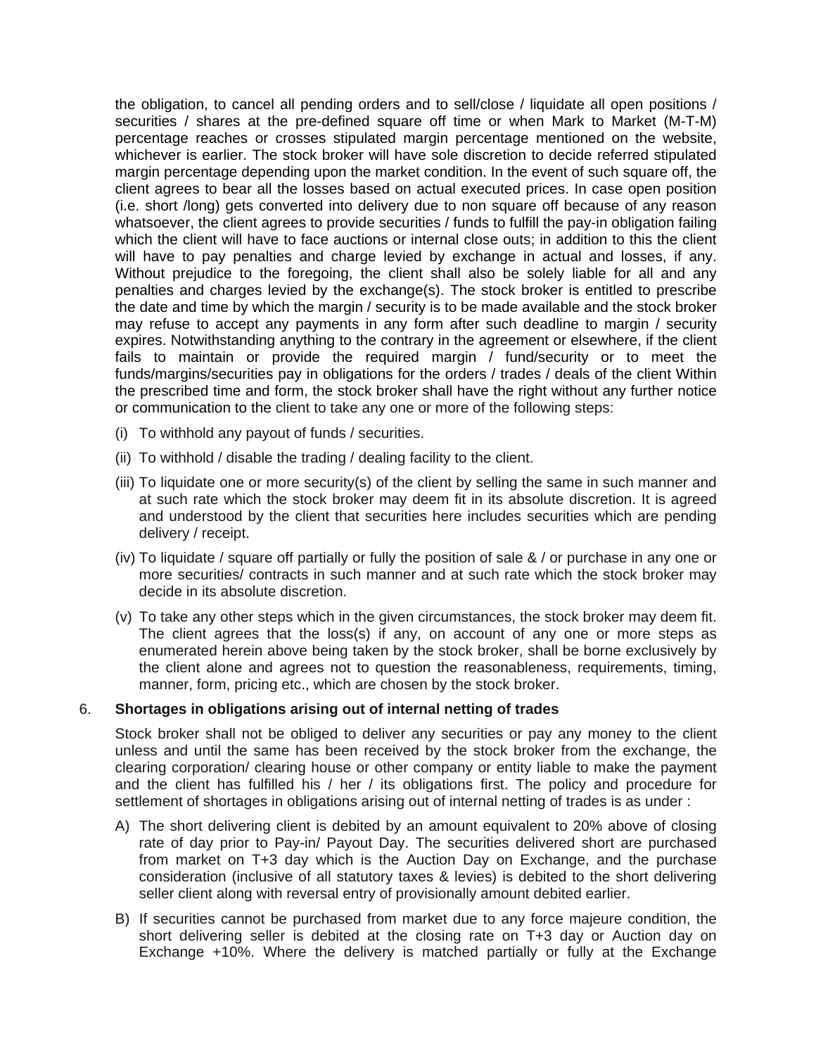the obligation, to cancel all pending orders and to sell/close / liquidate all open positions / securities / shares at the pre-defined square off time or when Mark to Market (M-T-M) percentage reaches or crosses stipulated margin percentage mentioned on the website, whichever is earlier. The stock broker will have sole discretion to decide referred stipulated margin percentage depending upon the market condition. In the event of such square off, the client agrees to bear all the losses based on actual executed prices. In case open position (i.e. short /long) gets converted into delivery due to non square off because of any reason whatsoever, the client agrees to provide securities / funds to fulfill the pay-in obligation failing which the client will have to face auctions or internal close outs; in addition to this the client will have to pay penalties and charge levied by exchange in actual and losses, if any. Without prejudice to the foregoing, the client shall also be solely liable for all and any penalties and charges levied by the exchange(s). The stock broker is entitled to prescribe the date and time by which the margin / security is to be made available and the stock broker may refuse to accept any payments in any form after such deadline to margin / security expires. Notwithstanding anything to the contrary in the agreement or elsewhere, if the client fails to maintain or provide the required margin / fund/security or to meet the funds/margins/securities pay in obligations for the orders / trades / deals of the client Within the prescribed time and form, the stock broker shall have the right without any further notice or communication to the client to take any one or more of the following steps:

(i) To withhold any payout of funds / securities.

(ii) To withhold / disable the trading / dealing facility to the client.

(iii) To liquidate one or more security(s) of the client by selling the same in such manner and at such rate which the stock broker may deem fit in its absolute discretion. It is agreed and understood by the client that securities here includes securities which are pending delivery / receipt.

(iv) To liquidate / square off partially or fully the position of sale & / or purchase in any one or more securities/ contracts in such manner and at such rate which the stock broker may decide in its absolute discretion.

(v) To take any other steps which in the given circumstances, the stock broker may deem fit. The client agrees that the loss(s) if any, on account of any one or more steps as enumerated herein above being taken by the stock broker, shall be borne exclusively by the client alone and agrees not to question the reasonableness, requirements, timing, manner, form, pricing etc., which are chosen by the stock broker.

6. **Shortages in obligations arising out of internal netting of trades**

Stock broker shall not be obliged to deliver any securities or pay any money to the client unless and until the same has been received by the stock broker from the exchange, the clearing corporation/ clearing house or other company or entity liable to make the payment and the client has fulfilled his / her / its obligations first. The policy and procedure for settlement of shortages in obligations arising out of internal netting of trades is as under :

A) The short delivering client is debited by an amount equivalent to 20% above of closing rate of day prior to Pay-in/ Payout Day. The securities delivered short are purchased from market on T+3 day which is the Auction Day on Exchange, and the purchase consideration (inclusive of all statutory taxes & levies) is debited to the short delivering seller client along with reversal entry of provisionally amount debited earlier.

B) If securities cannot be purchased from market due to any force majeure condition, the short delivering seller is debited at the closing rate on T+3 day or Auction day on Exchange +10%. Where the delivery is matched partially or fully at the Exchange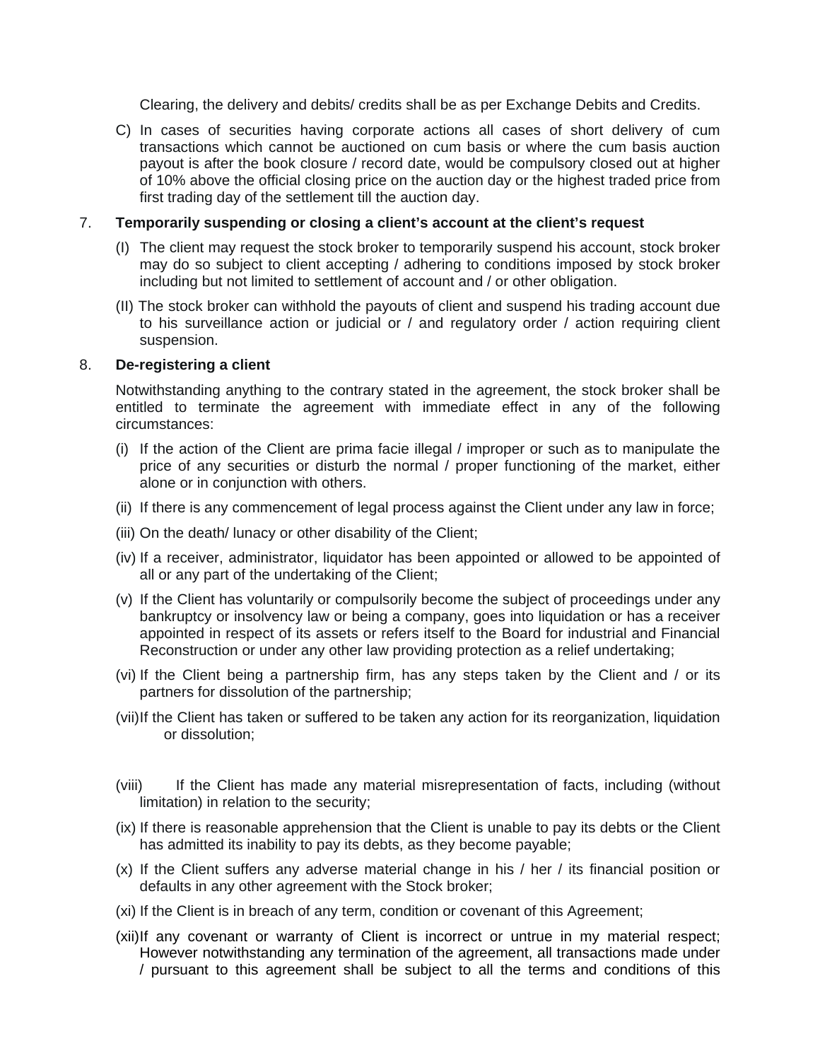Clearing, the delivery and debits/ credits shall be as per Exchange Debits and Credits.

C) In cases of securities having corporate actions all cases of short delivery of cum transactions which cannot be auctioned on cum basis or where the cum basis auction payout is after the book closure / record date, would be compulsory closed out at higher of 10% above the official closing price on the auction day or the highest traded price from first trading day of the settlement till the auction day.

7. **Temporarily suspending or closing a client's account at the client's request**

(I) The client may request the stock broker to temporarily suspend his account, stock broker may do so subject to client accepting / adhering to conditions imposed by stock broker including but not limited to settlement of account and / or other obligation.

(II) The stock broker can withhold the payouts of client and suspend his trading account due to his surveillance action or judicial or / and regulatory order / action requiring client suspension.

8. **De-registering a client**

Notwithstanding anything to the contrary stated in the agreement, the stock broker shall be entitled to terminate the agreement with immediate effect in any of the following circumstances:

(i) If the action of the Client are prima facie illegal / improper or such as to manipulate the price of any securities or disturb the normal / proper functioning of the market, either alone or in conjunction with others.

(ii) If there is any commencement of legal process against the Client under any law in force;

(iii) On the death/ lunacy or other disability of the Client;

(iv) If a receiver, administrator, liquidator has been appointed or allowed to be appointed of all or any part of the undertaking of the Client;

(v) If the Client has voluntarily or compulsorily become the subject of proceedings under any bankruptcy or insolvency law or being a company, goes into liquidation or has a receiver appointed in respect of its assets or refers itself to the Board for industrial and Financial Reconstruction or under any other law providing protection as a relief undertaking;

(vi) If the Client being a partnership firm, has any steps taken by the Client and / or its partners for dissolution of the partnership;

(vii) If the Client has taken or suffered to be taken any action for its reorganization, liquidation or dissolution;

(viii) If the Client has made any material misrepresentation of facts, including (without limitation) in relation to the security;

(ix) If there is reasonable apprehension that the Client is unable to pay its debts or the Client has admitted its inability to pay its debts, as they become payable;

(x) If the Client suffers any adverse material change in his / her / its financial position or defaults in any other agreement with the Stock broker;

(xi) If the Client is in breach of any term, condition or covenant of this Agreement;

(xii) If any covenant or warranty of Client is incorrect or untrue in my material respect; However notwithstanding any termination of the agreement, all transactions made under / pursuant to this agreement shall be subject to all the terms and conditions of this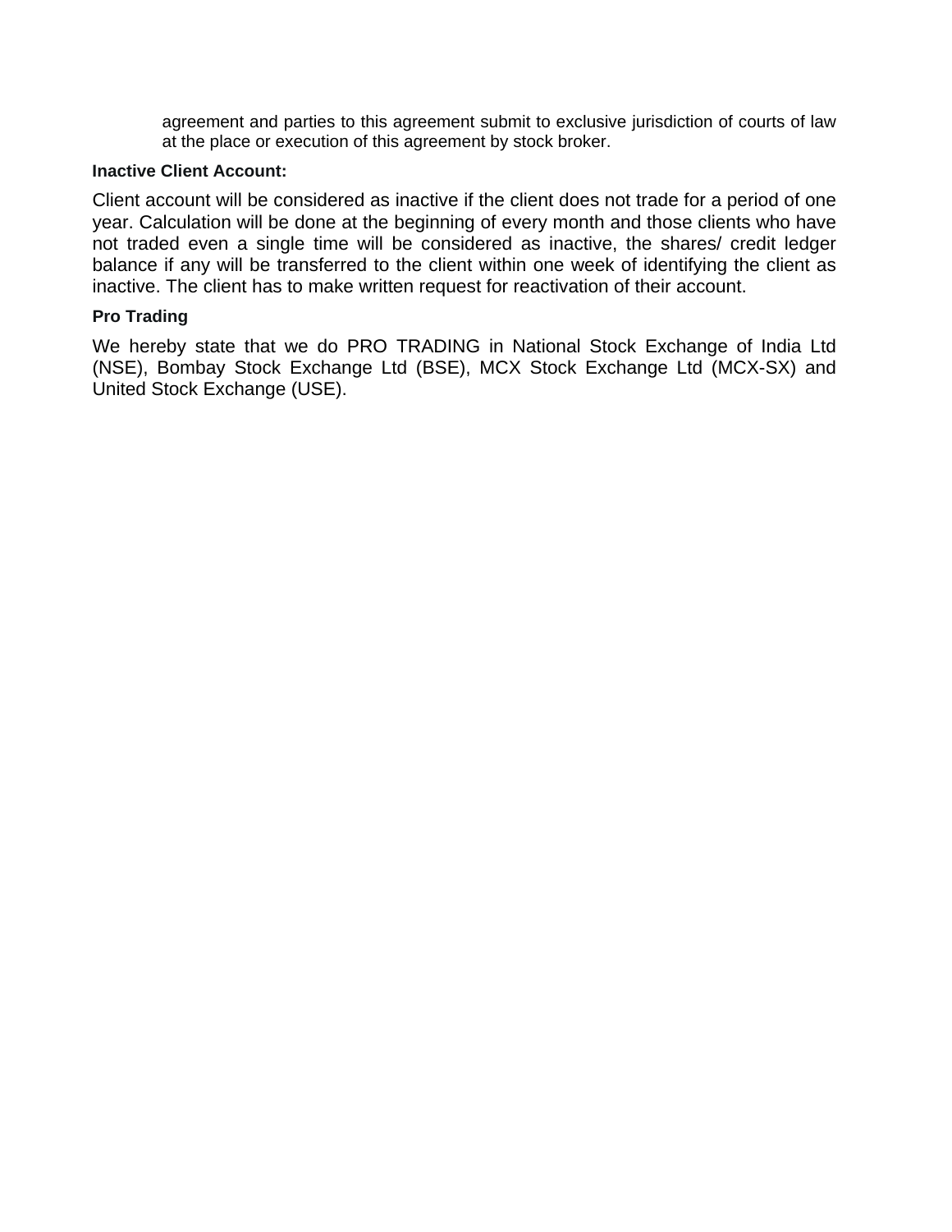agreement and parties to this agreement submit to exclusive jurisdiction of courts of law at the place or execution of this agreement by stock broker.

**Inactive Client Account:**

Client account will be considered as inactive if the client does not trade for a period of one year. Calculation will be done at the beginning of every month and those clients who have not traded even a single time will be considered as inactive, the shares/ credit ledger balance if any will be transferred to the client within one week of identifying the client as inactive. The client has to make written request for reactivation of their account.

**Pro Trading**

We hereby state that we do PRO TRADING in National Stock Exchange of India Ltd (NSE), Bombay Stock Exchange Ltd (BSE), MCX Stock Exchange Ltd (MCX-SX) and United Stock Exchange (USE).